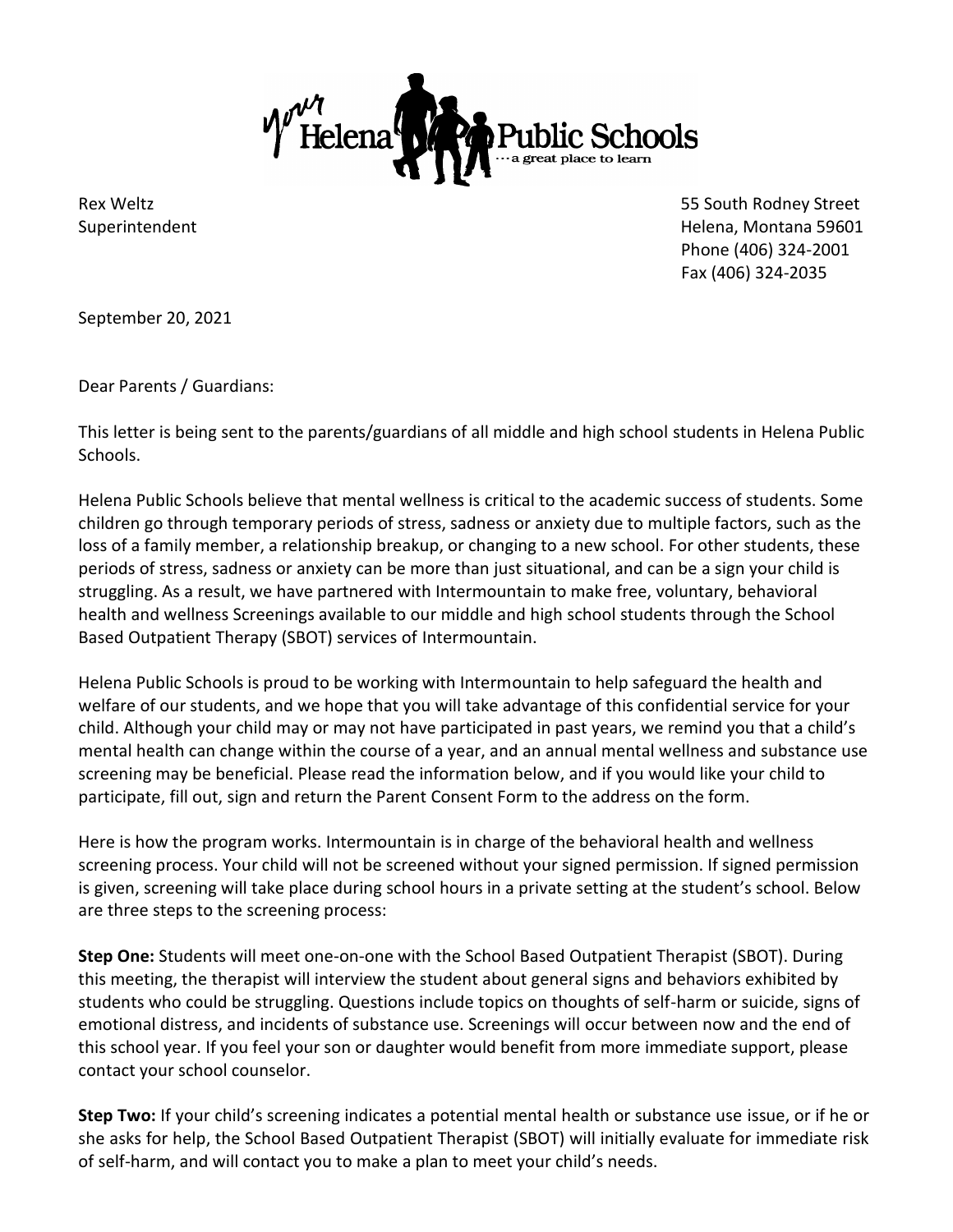your Helena Public Schools ...a great place to learn

Rex Weltz
Superintendent

55 South Rodney Street
Helena, Montana 59601
Phone (406) 324-2001
Fax (406) 324-2035

September 20, 2021

Dear Parents / Guardians:

This letter is being sent to the parents/guardians of all middle and high school students in Helena Public Schools.

Helena Public Schools believe that mental wellness is critical to the academic success of students. Some children go through temporary periods of stress, sadness or anxiety due to multiple factors, such as the loss of a family member, a relationship breakup, or changing to a new school. For other students, these periods of stress, sadness or anxiety can be more than just situational, and can be a sign your child is struggling. As a result, we have partnered with Intermountain to make free, voluntary, behavioral health and wellness Screenings available to our middle and high school students through the School Based Outpatient Therapy (SBOT) services of Intermountain.

Helena Public Schools is proud to be working with Intermountain to help safeguard the health and welfare of our students, and we hope that you will take advantage of this confidential service for your child. Although your child may or may not have participated in past years, we remind you that a child's mental health can change within the course of a year, and an annual mental wellness and substance use screening may be beneficial. Please read the information below, and if you would like your child to participate, fill out, sign and return the Parent Consent Form to the address on the form.

Here is how the program works. Intermountain is in charge of the behavioral health and wellness screening process. Your child will not be screened without your signed permission. If signed permission is given, screening will take place during school hours in a private setting at the student's school. Below are three steps to the screening process:

**Step One:** Students will meet one-on-one with the School Based Outpatient Therapist (SBOT). During this meeting, the therapist will interview the student about general signs and behaviors exhibited by students who could be struggling. Questions include topics on thoughts of self-harm or suicide, signs of emotional distress, and incidents of substance use. Screenings will occur between now and the end of this school year. If you feel your son or daughter would benefit from more immediate support, please contact your school counselor.

**Step Two:** If your child's screening indicates a potential mental health or substance use issue, or if he or she asks for help, the School Based Outpatient Therapist (SBOT) will initially evaluate for immediate risk of self-harm, and will contact you to make a plan to meet your child's needs.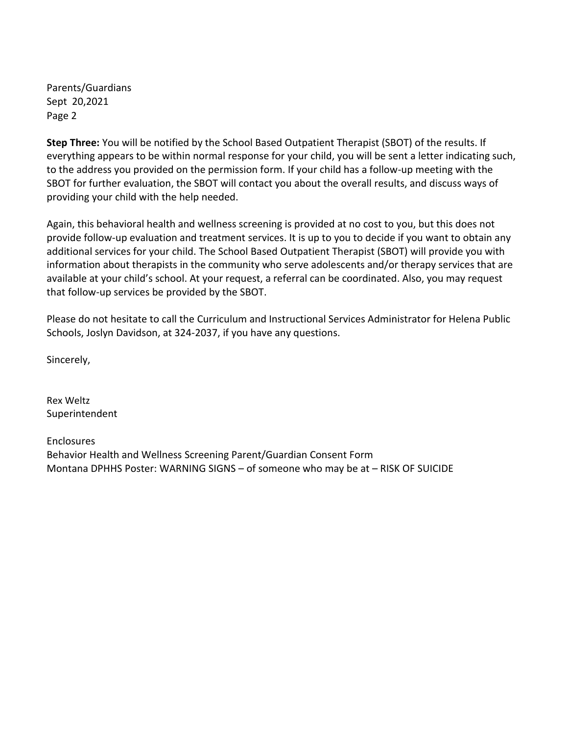**Step Three:** You will be notified by the School Based Outpatient Therapist (SBOT) of the results. If everything appears to be within normal response for your child, you will be sent a letter indicating such, to the address you provided on the permission form. If your child has a follow-up meeting with the SBOT for further evaluation, the SBOT will contact you about the overall results, and discuss ways of providing your child with the help needed.

Again, this behavioral health and wellness screening is provided at no cost to you, but this does not provide follow-up evaluation and treatment services. It is up to you to decide if you want to obtain any additional services for your child. The School Based Outpatient Therapist (SBOT) will provide you with information about therapists in the community who serve adolescents and/or therapy services that are available at your child's school. At your request, a referral can be coordinated. Also, you may request that follow-up services be provided by the SBOT.

Please do not hesitate to call the Curriculum and Instructional Services Administrator for Helena Public Schools, Joslyn Davidson, at 324-2037, if you have any questions.

Sincerely,

Rex Weltz
Superintendent

Enclosures
Behavior Health and Wellness Screening Parent/Guardian Consent Form
Montana DPHHS Poster: WARNING SIGNS – of someone who may be at – RISK OF SUICIDE